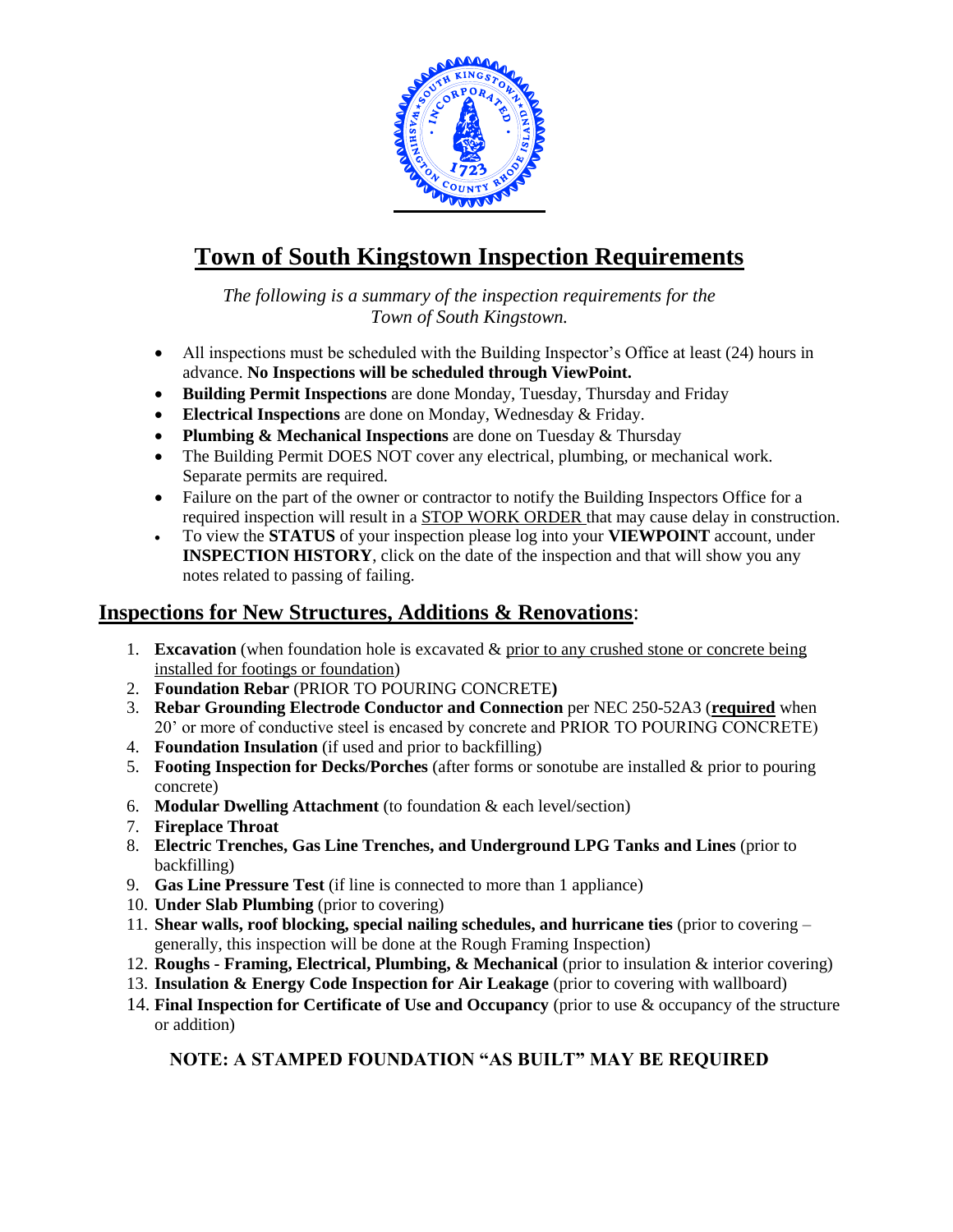# Town of South Kingstown Inspection Requirements

*The following is a summary of the inspection requirements for the Town of South Kingstown.*

- All inspections must be scheduled with the Building Inspector's Office at least (24) hours in advance. **No Inspections will be scheduled through ViewPoint.**
- **Building Permit Inspections** are done Monday, Tuesday, Thursday and Friday
- **Electrical Inspections** are done on Monday, Wednesday & Friday.
- **Plumbing & Mechanical Inspections** are done on Tuesday & Thursday
- The Building Permit DOES NOT cover any electrical, plumbing, or mechanical work. Separate permits are required.
- Failure on the part of the owner or contractor to notify the Building Inspectors Office for a required inspection will result in a STOP WORK ORDER that may cause delay in construction.
- To view the **STATUS** of your inspection please log into your **VIEWPOINT** account, under **INSPECTION HISTORY**, click on the date of the inspection and that will show you any notes related to passing of failing.

## Inspections for New Structures, Additions & Renovations:

1. **Excavation** (when foundation hole is excavated & prior to any crushed stone or concrete being installed for footings or foundation)
2. **Foundation Rebar** (PRIOR TO POURING CONCRETE**)**
3. **Rebar Grounding Electrode Conductor and Connection** per NEC 250-52A3 (**required** when 20' or more of conductive steel is encased by concrete and PRIOR TO POURING CONCRETE)
4. **Foundation Insulation** (if used and prior to backfilling)
5. **Footing Inspection for Decks/Porches** (after forms or sonotube are installed & prior to pouring concrete)
6. **Modular Dwelling Attachment** (to foundation & each level/section)
7. **Fireplace Throat**
8. **Electric Trenches, Gas Line Trenches, and Underground LPG Tanks and Lines** (prior to backfilling)
9. **Gas Line Pressure Test** (if line is connected to more than 1 appliance)
10. **Under Slab Plumbing** (prior to covering)
11. **Shear walls, roof blocking, special nailing schedules, and hurricane ties** (prior to covering – generally, this inspection will be done at the Rough Framing Inspection)
12. **Roughs - Framing, Electrical, Plumbing, & Mechanical** (prior to insulation & interior covering)
13. **Insulation & Energy Code Inspection for Air Leakage** (prior to covering with wallboard)
14. **Final Inspection for Certificate of Use and Occupancy** (prior to use & occupancy of the structure or addition)

**NOTE: A STAMPED FOUNDATION "AS BUILT" MAY BE REQUIRED**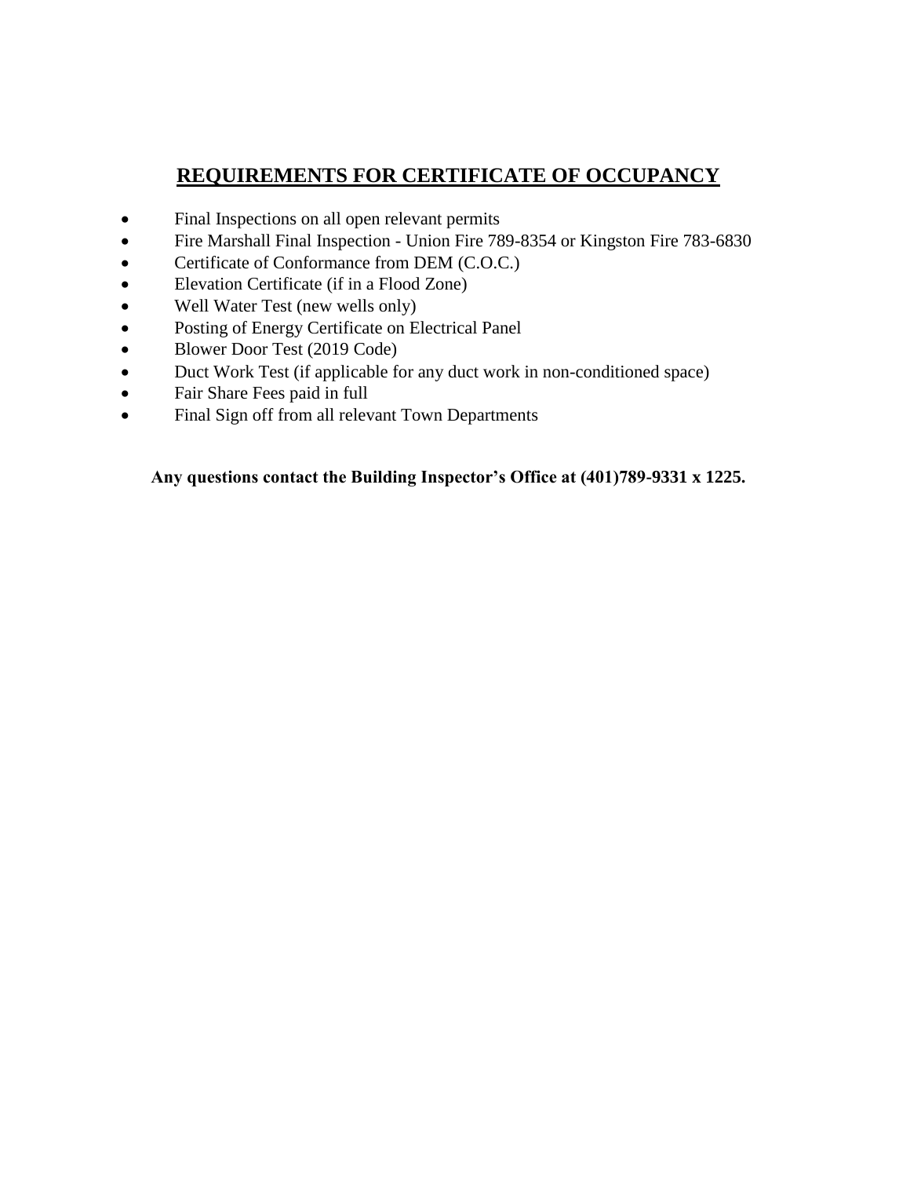## REQUIREMENTS FOR CERTIFICATE OF OCCUPANCY

- Final Inspections on all open relevant permits
- Fire Marshall Final Inspection - Union Fire 789-8354 or Kingston Fire 783-6830
- Certificate of Conformance from DEM (C.O.C.)
- Elevation Certificate (if in a Flood Zone)
- Well Water Test (new wells only)
- Posting of Energy Certificate on Electrical Panel
- Blower Door Test (2019 Code)
- Duct Work Test (if applicable for any duct work in non-conditioned space)
- Fair Share Fees paid in full
- Final Sign off from all relevant Town Departments

**Any questions contact the Building Inspector's Office at (401)789-9331 x 1225.**